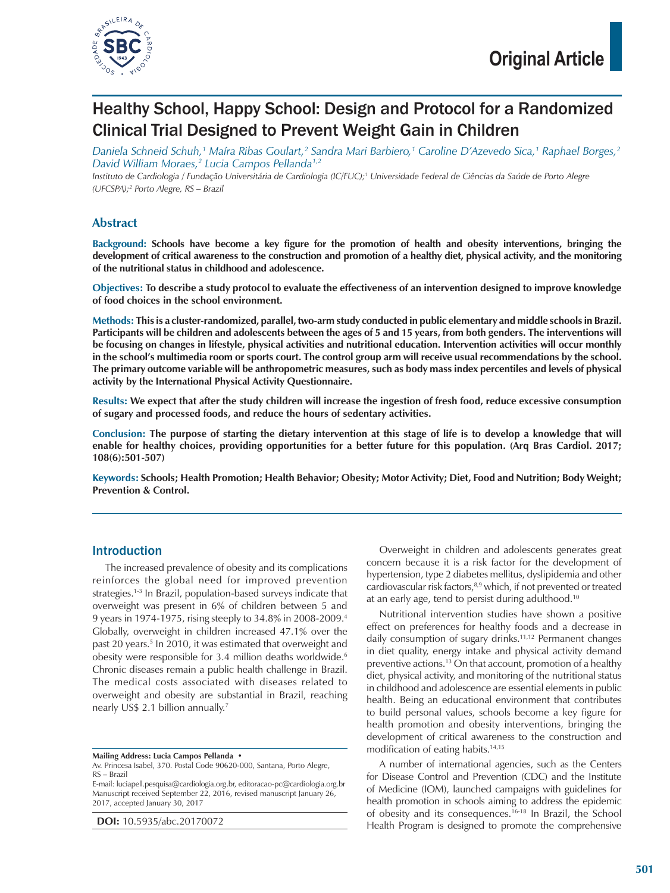Original Article

# Healthy School, Happy School: Design and Protocol for a Randomized Clinical Trial Designed to Prevent Weight Gain in Children

*Daniela Schneid Schuh,[1] Maíra Ribas Goulart,[2] Sandra Mari Barbiero,[1] Caroline D'Azevedo Sica,[1] Raphael Borges,[2] David William Moraes,[2] Lucia Campos Pellanda[1,2]*

*Instituto de Cardiologia / Fundação Universitária de Cardiologia (IC/FUC);[1] Universidade Federal de Ciências da Saúde de Porto Alegre (UFCSPA);[2] Porto Alegre, RS – Brazil*

## Abstract

**Background: Schools have become a key figure for the promotion of health and obesity interventions, bringing the development of critical awareness to the construction and promotion of a healthy diet, physical activity, and the monitoring of the nutritional status in childhood and adolescence.**

**Objectives: To describe a study protocol to evaluate the effectiveness of an intervention designed to improve knowledge of food choices in the school environment.**

**Methods: This is a cluster-randomized, parallel, two-arm study conducted in public elementary and middle schools in Brazil. Participants will be children and adolescents between the ages of 5 and 15 years, from both genders. The interventions will be focusing on changes in lifestyle, physical activities and nutritional education. Intervention activities will occur monthly in the school's multimedia room or sports court. The control group arm will receive usual recommendations by the school. The primary outcome variable will be anthropometric measures, such as body mass index percentiles and levels of physical activity by the International Physical Activity Questionnaire.**

**Results: We expect that after the study children will increase the ingestion of fresh food, reduce excessive consumption of sugary and processed foods, and reduce the hours of sedentary activities.**

**Conclusion: The purpose of starting the dietary intervention at this stage of life is to develop a knowledge that will enable for healthy choices, providing opportunities for a better future for this population. (Arq Bras Cardiol. 2017; 108(6):501-507)**

**Keywords: Schools; Health Promotion; Health Behavior; Obesity; Motor Activity; Diet, Food and Nutrition; Body Weight; Prevention & Control.**

## Introduction

The increased prevalence of obesity and its complications reinforces the global need for improved prevention strategies.[1-3] In Brazil, population-based surveys indicate that overweight was present in 6% of children between 5 and 9 years in 1974-1975, rising steeply to 34.8% in 2008-2009.[4] Globally, overweight in children increased 47.1% over the past 20 years.[5] In 2010, it was estimated that overweight and obesity were responsible for 3.4 million deaths worldwide.[6] Chronic diseases remain a public health challenge in Brazil. The medical costs associated with diseases related to overweight and obesity are substantial in Brazil, reaching nearly US$ 2.1 billion annually.[7]

Overweight in children and adolescents generates great concern because it is a risk factor for the development of hypertension, type 2 diabetes mellitus, dyslipidemia and other cardiovascular risk factors,[8,9] which, if not prevented or treated at an early age, tend to persist during adulthood.[10]

Nutritional intervention studies have shown a positive effect on preferences for healthy foods and a decrease in daily consumption of sugary drinks.[11,12] Permanent changes in diet quality, energy intake and physical activity demand preventive actions.[13] On that account, promotion of a healthy diet, physical activity, and monitoring of the nutritional status in childhood and adolescence are essential elements in public health. Being an educational environment that contributes to build personal values, schools become a key figure for health promotion and obesity interventions, bringing the development of critical awareness to the construction and modification of eating habits.[14,15]

A number of international agencies, such as the Centers for Disease Control and Prevention (CDC) and the Institute of Medicine (IOM), launched campaigns with guidelines for health promotion in schools aiming to address the epidemic of obesity and its consequences.[16-18] In Brazil, the School Health Program is designed to promote the comprehensive

**Mailing Address: Lucia Campos Pellanda •**
Av. Princesa Isabel, 370. Postal Code 90620-000, Santana, Porto Alegre, RS – Brazil
E-mail: luciapell.pesquisa@cardiologia.org.br, editoracao-pc@cardiologia.org.br
Manuscript received September 22, 2016, revised manuscript January 26, 2017, accepted January 30, 2017

**DOI:** 10.5935/abc.20170072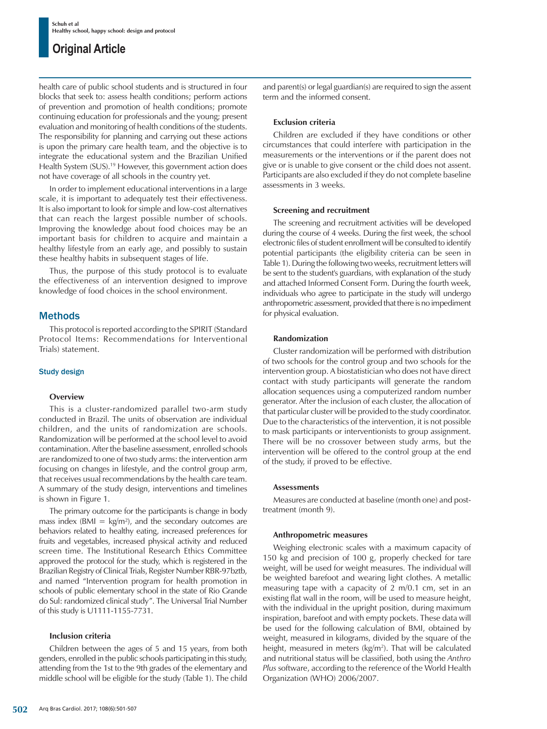health care of public school students and is structured in four blocks that seek to: assess health conditions; perform actions of prevention and promotion of health conditions; promote continuing education for professionals and the young; present evaluation and monitoring of health conditions of the students. The responsibility for planning and carrying out these actions is upon the primary care health team, and the objective is to integrate the educational system and the Brazilian Unified Health System (SUS).[19] However, this government action does not have coverage of all schools in the country yet.

In order to implement educational interventions in a large scale, it is important to adequately test their effectiveness. It is also important to look for simple and low-cost alternatives that can reach the largest possible number of schools. Improving the knowledge about food choices may be an important basis for children to acquire and maintain a healthy lifestyle from an early age, and possibly to sustain these healthy habits in subsequent stages of life.

Thus, the purpose of this study protocol is to evaluate the effectiveness of an intervention designed to improve knowledge of food choices in the school environment.

## Methods

This protocol is reported according to the SPIRIT (Standard Protocol Items: Recommendations for Interventional Trials) statement.

### Study design

#### Overview

This is a cluster-randomized parallel two-arm study conducted in Brazil. The units of observation are individual children, and the units of randomization are schools. Randomization will be performed at the school level to avoid contamination. After the baseline assessment, enrolled schools are randomized to one of two study arms: the intervention arm focusing on changes in lifestyle, and the control group arm, that receives usual recommendations by the health care team. A summary of the study design, interventions and timelines is shown in Figure 1.

The primary outcome for the participants is change in body mass index (BMI = kg/m$^2$), and the secondary outcomes are behaviors related to healthy eating, increased preferences for fruits and vegetables, increased physical activity and reduced screen time. The Institutional Research Ethics Committee approved the protocol for the study, which is registered in the Brazilian Registry of Clinical Trials, Register Number RBR-97bztb, and named "Intervention program for health promotion in schools of public elementary school in the state of Rio Grande do Sul: randomized clinical study". The Universal Trial Number of this study is U1111-1155-7731.

#### Inclusion criteria

Children between the ages of 5 and 15 years, from both genders, enrolled in the public schools participating in this study, attending from the 1st to the 9th grades of the elementary and middle school will be eligible for the study (Table 1). The child and parent(s) or legal guardian(s) are required to sign the assent term and the informed consent.

#### Exclusion criteria

Children are excluded if they have conditions or other circumstances that could interfere with participation in the measurements or the interventions or if the parent does not give or is unable to give consent or the child does not assent. Participants are also excluded if they do not complete baseline assessments in 3 weeks.

#### Screening and recruitment

The screening and recruitment activities will be developed during the course of 4 weeks. During the first week, the school electronic files of student enrollment will be consulted to identify potential participants (the eligibility criteria can be seen in Table 1). During the following two weeks, recruitment letters will be sent to the student's guardians, with explanation of the study and attached Informed Consent Form. During the fourth week, individuals who agree to participate in the study will undergo anthropometric assessment, provided that there is no impediment for physical evaluation.

#### Randomization

Cluster randomization will be performed with distribution of two schools for the control group and two schools for the intervention group. A biostatistician who does not have direct contact with study participants will generate the random allocation sequences using a computerized random number generator. After the inclusion of each cluster, the allocation of that particular cluster will be provided to the study coordinator. Due to the characteristics of the intervention, it is not possible to mask participants or interventionists to group assignment. There will be no crossover between study arms, but the intervention will be offered to the control group at the end of the study, if proved to be effective.

#### Assessments

Measures are conducted at baseline (month one) and post-treatment (month 9).

#### Anthropometric measures

Weighing electronic scales with a maximum capacity of 150 kg and precision of 100 g, properly checked for tare weight, will be used for weight measures. The individual will be weighted barefoot and wearing light clothes. A metallic measuring tape with a capacity of 2 m/0.1 cm, set in an existing flat wall in the room, will be used to measure height, with the individual in the upright position, during maximum inspiration, barefoot and with empty pockets. These data will be used for the following calculation of BMI, obtained by weight, measured in kilograms, divided by the square of the height, measured in meters (kg/m$^2$). That will be calculated and nutritional status will be classified, both using the *Anthro Plus* software, according to the reference of the World Health Organization (WHO) 2006/2007.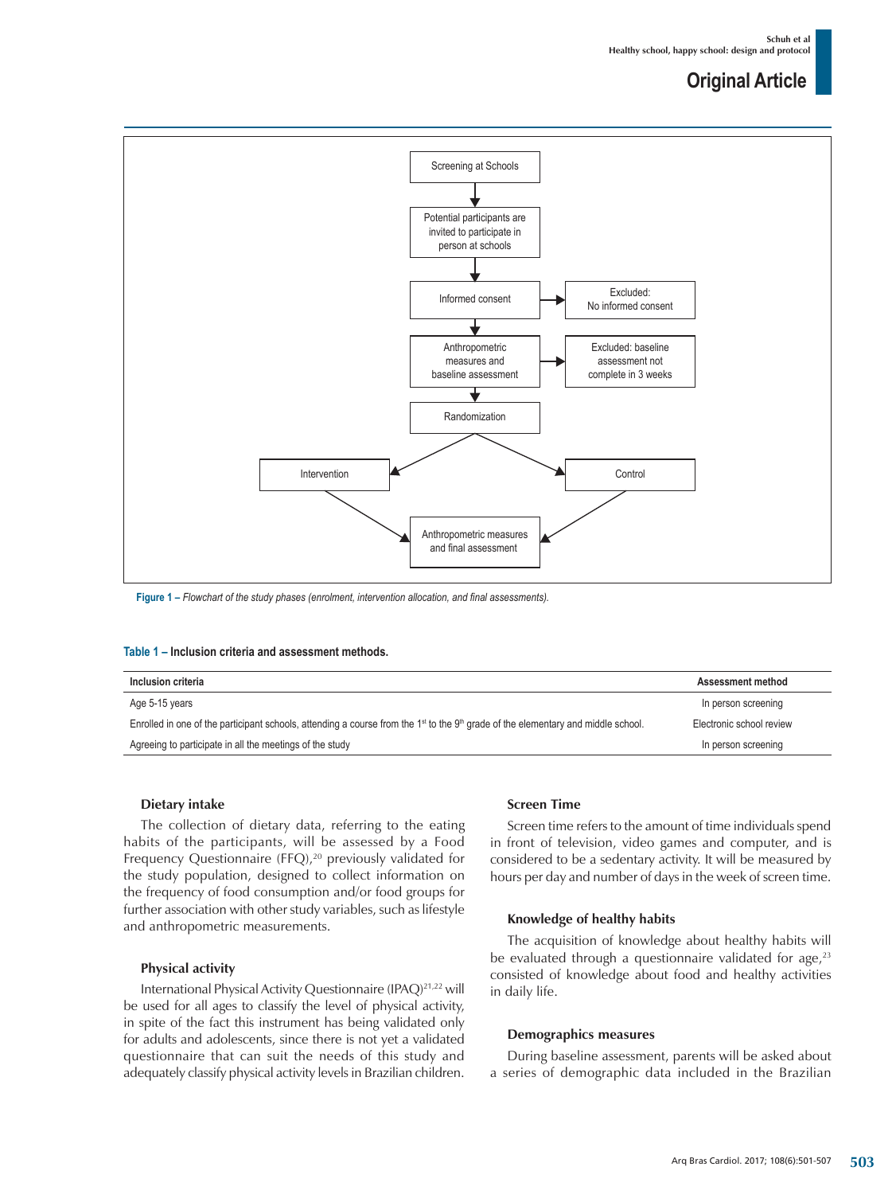Screening at Schools

Potential participants are invited to participate in person at schools

Informed consent

Excluded: No informed consent

Anthropometric measures and baseline assessment

Excluded: baseline assessment not complete in 3 weeks

Randomization

Intervention

Control

Anthropometric measures and final assessment

**Figure 1** – *Flowchart of the study phases (enrolment, intervention allocation, and final assessments).*

**Table 1 – Inclusion criteria and assessment methods.**

| Inclusion criteria | Assessment method |
|---|---|
| Age 5-15 years | In person screening |
| Enrolled in one of the participant schools, attending a course from the 1st to the 9th grade of the elementary and middle school. | Electronic school review |
| Agreeing to participate in all the meetings of the study | In person screening |

### Dietary intake

The collection of dietary data, referring to the eating habits of the participants, will be assessed by a Food Frequency Questionnaire (FFQ),[20] previously validated for the study population, designed to collect information on the frequency of food consumption and/or food groups for further association with other study variables, such as lifestyle and anthropometric measurements.

### Physical activity

International Physical Activity Questionnaire (IPAQ)[21,22] will be used for all ages to classify the level of physical activity, in spite of the fact this instrument has being validated only for adults and adolescents, since there is not yet a validated questionnaire that can suit the needs of this study and adequately classify physical activity levels in Brazilian children.

### Screen Time

Screen time refers to the amount of time individuals spend in front of television, video games and computer, and is considered to be a sedentary activity. It will be measured by hours per day and number of days in the week of screen time.

### Knowledge of healthy habits

The acquisition of knowledge about healthy habits will be evaluated through a questionnaire validated for age,[23] consisted of knowledge about food and healthy activities in daily life.

### Demographics measures

During baseline assessment, parents will be asked about a series of demographic data included in the Brazilian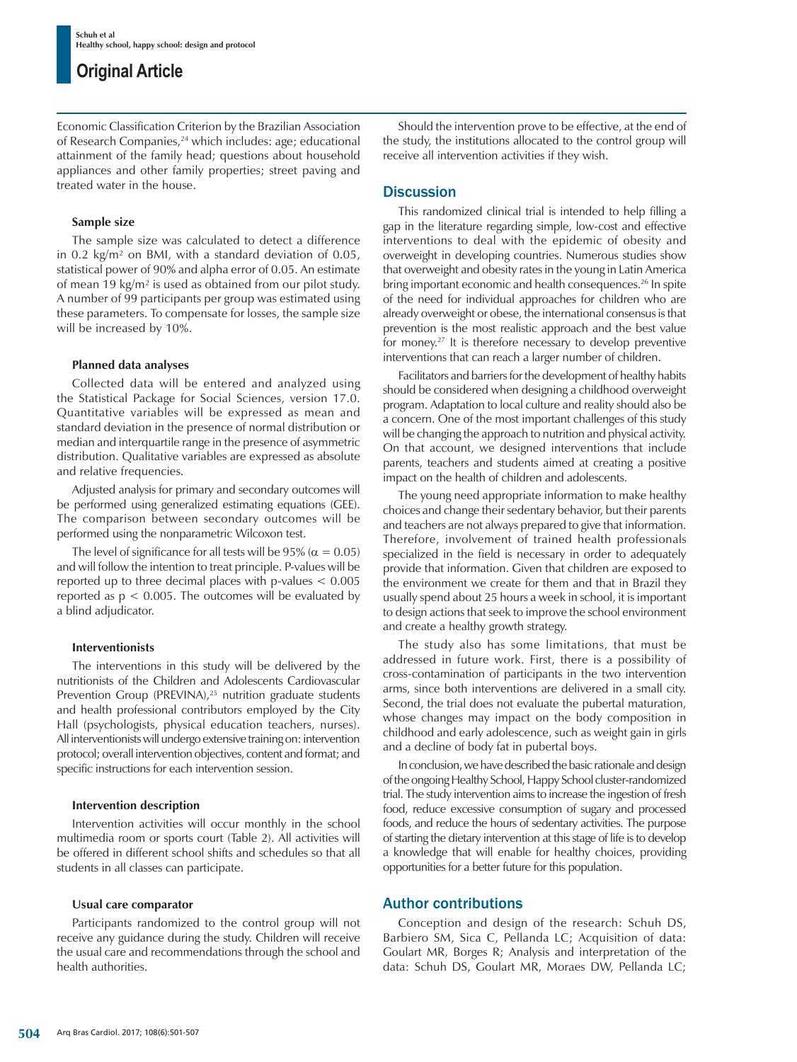Economic Classification Criterion by the Brazilian Association of Research Companies,[24] which includes: age; educational attainment of the family head; questions about household appliances and other family properties; street paving and treated water in the house.

### Sample size

The sample size was calculated to detect a difference in 0.2 kg/m$^2$ on BMI, with a standard deviation of 0.05, statistical power of 90% and alpha error of 0.05. An estimate of mean 19 kg/m$^2$ is used as obtained from our pilot study. A number of 99 participants per group was estimated using these parameters. To compensate for losses, the sample size will be increased by 10%.

### Planned data analyses

Collected data will be entered and analyzed using the Statistical Package for Social Sciences, version 17.0. Quantitative variables will be expressed as mean and standard deviation in the presence of normal distribution or median and interquartile range in the presence of asymmetric distribution. Qualitative variables are expressed as absolute and relative frequencies.

Adjusted analysis for primary and secondary outcomes will be performed using generalized estimating equations (GEE). The comparison between secondary outcomes will be performed using the nonparametric Wilcoxon test.

The level of significance for all tests will be 95% ($\alpha = 0.05$) and will follow the intention to treat principle. P-values will be reported up to three decimal places with p-values $< 0.005$ reported as $p < 0.005$. The outcomes will be evaluated by a blind adjudicator.

### Interventionists

The interventions in this study will be delivered by the nutritionists of the Children and Adolescents Cardiovascular Prevention Group (PREVINA),[25] nutrition graduate students and health professional contributors employed by the City Hall (psychologists, physical education teachers, nurses). All interventionists will undergo extensive training on: intervention protocol; overall intervention objectives, content and format; and specific instructions for each intervention session.

### Intervention description

Intervention activities will occur monthly in the school multimedia room or sports court (Table 2). All activities will be offered in different school shifts and schedules so that all students in all classes can participate.

### Usual care comparator

Participants randomized to the control group will not receive any guidance during the study. Children will receive the usual care and recommendations through the school and health authorities.

Should the intervention prove to be effective, at the end of the study, the institutions allocated to the control group will receive all intervention activities if they wish.

## Discussion

This randomized clinical trial is intended to help filling a gap in the literature regarding simple, low-cost and effective interventions to deal with the epidemic of obesity and overweight in developing countries. Numerous studies show that overweight and obesity rates in the young in Latin America bring important economic and health consequences.[26] In spite of the need for individual approaches for children who are already overweight or obese, the international consensus is that prevention is the most realistic approach and the best value for money.[27] It is therefore necessary to develop preventive interventions that can reach a larger number of children.

Facilitators and barriers for the development of healthy habits should be considered when designing a childhood overweight program. Adaptation to local culture and reality should also be a concern. One of the most important challenges of this study will be changing the approach to nutrition and physical activity. On that account, we designed interventions that include parents, teachers and students aimed at creating a positive impact on the health of children and adolescents.

The young need appropriate information to make healthy choices and change their sedentary behavior, but their parents and teachers are not always prepared to give that information. Therefore, involvement of trained health professionals specialized in the field is necessary in order to adequately provide that information. Given that children are exposed to the environment we create for them and that in Brazil they usually spend about 25 hours a week in school, it is important to design actions that seek to improve the school environment and create a healthy growth strategy.

The study also has some limitations, that must be addressed in future work. First, there is a possibility of cross-contamination of participants in the two intervention arms, since both interventions are delivered in a small city. Second, the trial does not evaluate the pubertal maturation, whose changes may impact on the body composition in childhood and early adolescence, such as weight gain in girls and a decline of body fat in pubertal boys.

In conclusion, we have described the basic rationale and design of the ongoing Healthy School, Happy School cluster-randomized trial. The study intervention aims to increase the ingestion of fresh food, reduce excessive consumption of sugary and processed foods, and reduce the hours of sedentary activities. The purpose of starting the dietary intervention at this stage of life is to develop a knowledge that will enable for healthy choices, providing opportunities for a better future for this population.

## Author contributions

Conception and design of the research: Schuh DS, Barbiero SM, Sica C, Pellanda LC; Acquisition of data: Goulart MR, Borges R; Analysis and interpretation of the data: Schuh DS, Goulart MR, Moraes DW, Pellanda LC;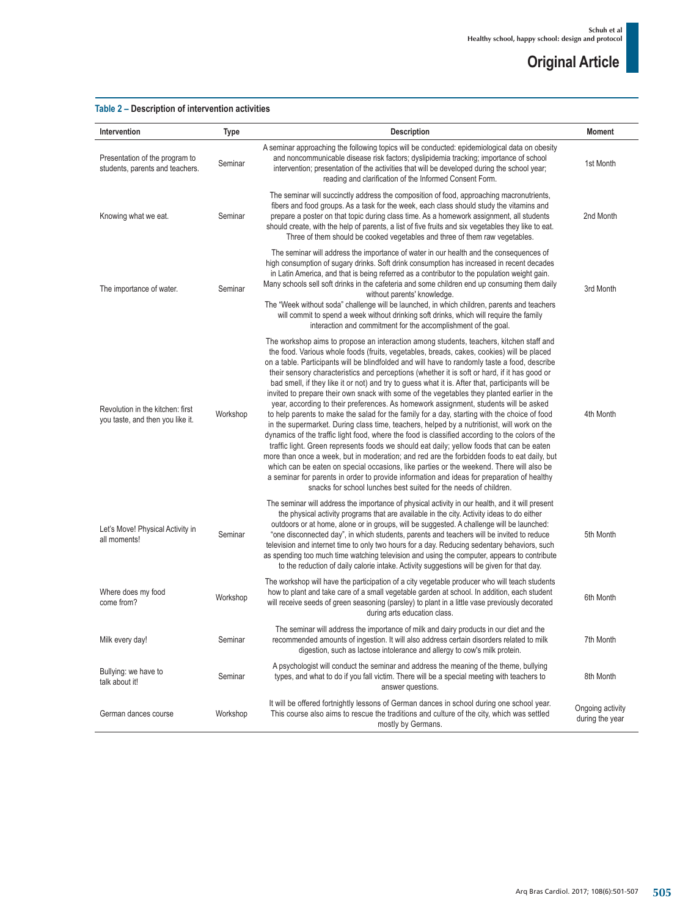**Table 2 – Description of intervention activities**

| Intervention | Type | Description | Moment |
|---|---|---|---|
| Presentation of the program to students, parents and teachers. | Seminar | A seminar approaching the following topics will be conducted: epidemiological data on obesity and noncommunicable disease risk factors; dyslipidemia tracking; importance of school intervention; presentation of the activities that will be developed during the school year; reading and clarification of the Informed Consent Form. | 1st Month |
| Knowing what we eat. | Seminar | The seminar will succinctly address the composition of food, approaching macronutrients, fibers and food groups. As a task for the week, each class should study the vitamins and prepare a poster on that topic during class time. As a homework assignment, all students should create, with the help of parents, a list of five fruits and six vegetables they like to eat. Three of them should be cooked vegetables and three of them raw vegetables. | 2nd Month |
| The importance of water. | Seminar | The seminar will address the importance of water in our health and the consequences of high consumption of sugary drinks. Soft drink consumption has increased in recent decades in Latin America, and that is being referred as a contributor to the population weight gain. Many schools sell soft drinks in the cafeteria and some children end up consuming them daily without parents' knowledge. The "Week without soda" challenge will be launched, in which children, parents and teachers will commit to spend a week without drinking soft drinks, which will require the family interaction and commitment for the accomplishment of the goal. | 3rd Month |
| Revolution in the kitchen: first you taste, and then you like it. | Workshop | The workshop aims to propose an interaction among students, teachers, kitchen staff and the food. Various whole foods (fruits, vegetables, breads, cakes, cookies) will be placed on a table. Participants will be blindfolded and will have to randomly taste a food, describe their sensory characteristics and perceptions (whether it is soft or hard, if it has good or bad smell, if they like it or not) and try to guess what it is. After that, participants will be invited to prepare their own snack with some of the vegetables they planted earlier in the year, according to their preferences. As homework assignment, students will be asked to help parents to make the salad for the family for a day, starting with the choice of food in the supermarket. During class time, teachers, helped by a nutritionist, will work on the dynamics of the traffic light food, where the food is classified according to the colors of the traffic light. Green represents foods we should eat daily; yellow foods that can be eaten more than once a week, but in moderation; and red are the forbidden foods to eat daily, but which can be eaten on special occasions, like parties or the weekend. There will also be a seminar for parents in order to provide information and ideas for preparation of healthy snacks for school lunches best suited for the needs of children. | 4th Month |
| Let's Move! Physical Activity in all moments! | Seminar | The seminar will address the importance of physical activity in our health, and it will present the physical activity programs that are available in the city. Activity ideas to do either outdoors or at home, alone or in groups, will be suggested. A challenge will be launched: "one disconnected day", in which students, parents and teachers will be invited to reduce television and internet time to only two hours for a day. Reducing sedentary behaviors, such as spending too much time watching television and using the computer, appears to contribute to the reduction of daily calorie intake. Activity suggestions will be given for that day. | 5th Month |
| Where does my food come from? | Workshop | The workshop will have the participation of a city vegetable producer who will teach students how to plant and take care of a small vegetable garden at school. In addition, each student will receive seeds of green seasoning (parsley) to plant in a little vase previously decorated during arts education class. | 6th Month |
| Milk every day! | Seminar | The seminar will address the importance of milk and dairy products in our diet and the recommended amounts of ingestion. It will also address certain disorders related to milk digestion, such as lactose intolerance and allergy to cow's milk protein. | 7th Month |
| Bullying: we have to talk about it! | Seminar | A psychologist will conduct the seminar and address the meaning of the theme, bullying types, and what to do if you fall victim. There will be a special meeting with teachers to answer questions. | 8th Month |
| German dances course | Workshop | It will be offered fortnightly lessons of German dances in school during one school year. This course also aims to rescue the traditions and culture of the city, which was settled mostly by Germans. | Ongoing activity during the year |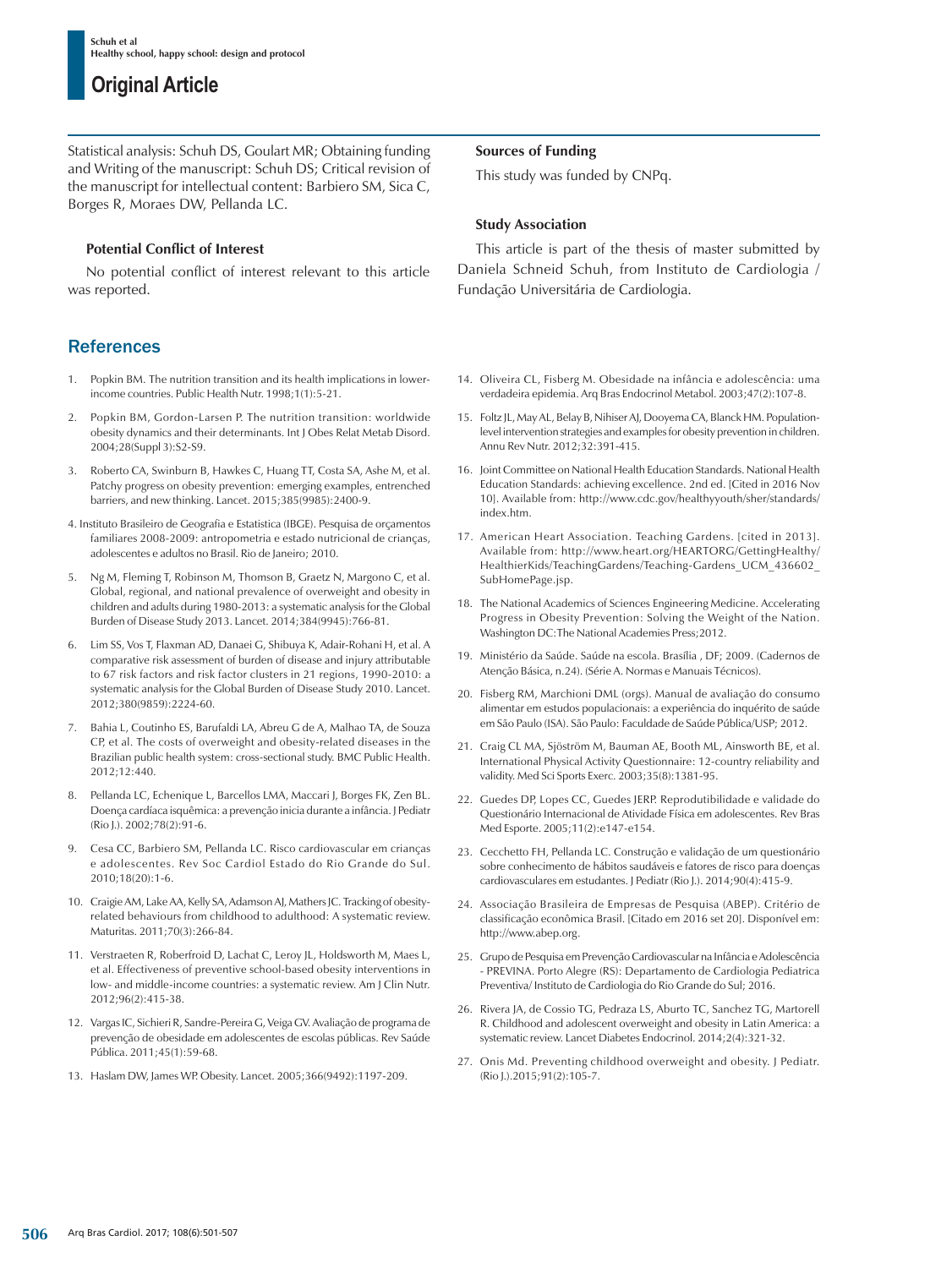Statistical analysis: Schuh DS, Goulart MR; Obtaining funding and Writing of the manuscript: Schuh DS; Critical revision of the manuscript for intellectual content: Barbiero SM, Sica C, Borges R, Moraes DW, Pellanda LC.

### Potential Conflict of Interest

No potential conflict of interest relevant to this article was reported.

### Sources of Funding

This study was funded by CNPq.

### Study Association

This article is part of the thesis of master submitted by Daniela Schneid Schuh, from Instituto de Cardiologia / Fundação Universitária de Cardiologia.

## References

1. Popkin BM. The nutrition transition and its health implications in lower-income countries. Public Health Nutr. 1998;1(1):5-21.
2. Popkin BM, Gordon-Larsen P. The nutrition transition: worldwide obesity dynamics and their determinants. Int J Obes Relat Metab Disord. 2004;28(Suppl 3):S2-S9.
3. Roberto CA, Swinburn B, Hawkes C, Huang TT, Costa SA, Ashe M, et al. Patchy progress on obesity prevention: emerging examples, entrenched barriers, and new thinking. Lancet. 2015;385(9985):2400-9.
4. Instituto Brasileiro de Geografia e Estatistica (IBGE). Pesquisa de orçamentos familiares 2008-2009: antropometria e estado nutricional de crianças, adolescentes e adultos no Brasil. Rio de Janeiro; 2010.
5. Ng M, Fleming T, Robinson M, Thomson B, Graetz N, Margono C, et al. Global, regional, and national prevalence of overweight and obesity in children and adults during 1980-2013: a systematic analysis for the Global Burden of Disease Study 2013. Lancet. 2014;384(9945):766-81.
6. Lim SS, Vos T, Flaxman AD, Danaei G, Shibuya K, Adair-Rohani H, et al. A comparative risk assessment of burden of disease and injury attributable to 67 risk factors and risk factor clusters in 21 regions, 1990-2010: a systematic analysis for the Global Burden of Disease Study 2010. Lancet. 2012;380(9859):2224-60.
7. Bahia L, Coutinho ES, Barufaldi LA, Abreu G de A, Malhao TA, de Souza CP, et al. The costs of overweight and obesity-related diseases in the Brazilian public health system: cross-sectional study. BMC Public Health. 2012;12:440.
8. Pellanda LC, Echenique L, Barcellos LMA, Maccari J, Borges FK, Zen BL. Doença cardíaca isquêmica: a prevenção inicia durante a infância. J Pediatr (Rio J.). 2002;78(2):91-6.
9. Cesa CC, Barbiero SM, Pellanda LC. Risco cardiovascular em crianças e adolescentes. Rev Soc Cardiol Estado do Rio Grande do Sul. 2010;18(20):1-6.
10. Craigie AM, Lake AA, Kelly SA, Adamson AJ, Mathers JC. Tracking of obesity-related behaviours from childhood to adulthood: A systematic review. Maturitas. 2011;70(3):266-84.
11. Verstraeten R, Roberfroid D, Lachat C, Leroy JL, Holdsworth M, Maes L, et al. Effectiveness of preventive school-based obesity interventions in low- and middle-income countries: a systematic review. Am J Clin Nutr. 2012;96(2):415-38.
12. Vargas IC, Sichieri R, Sandre-Pereira G, Veiga GV. Avaliação de programa de prevenção de obesidade em adolescentes de escolas públicas. Rev Saúde Pública. 2011;45(1):59-68.
13. Haslam DW, James WP. Obesity. Lancet. 2005;366(9492):1197-209.
14. Oliveira CL, Fisberg M. Obesidade na infância e adolescência: uma verdadeira epidemia. Arq Bras Endocrinol Metabol. 2003;47(2):107-8.
15. Foltz JL, May AL, Belay B, Nihiser AJ, Dooyema CA, Blanck HM. Population-level intervention strategies and examples for obesity prevention in children. Annu Rev Nutr. 2012;32:391-415.
16. Joint Committee on National Health Education Standards. National Health Education Standards: achieving excellence. 2nd ed. [Cited in 2016 Nov 10]. Available from: http://www.cdc.gov/healthyyouth/sher/standards/index.htm.
17. American Heart Association. Teaching Gardens. [cited in 2013]. Available from: http://www.heart.org/HEARTORG/GettingHealthy/HealthierKids/TeachingGardens/Teaching-Gardens_UCM_436602_SubHomePage.jsp.
18. The National Academics of Sciences Engineering Medicine. Accelerating Progress in Obesity Prevention: Solving the Weight of the Nation. Washington DC:The National Academies Press;2012.
19. Ministério da Saúde. Saúde na escola. Brasília , DF; 2009. (Cadernos de Atenção Básica, n.24). (Série A. Normas e Manuais Técnicos).
20. Fisberg RM, Marchioni DML (orgs). Manual de avaliação do consumo alimentar em estudos populacionais: a experiência do inquérito de saúde em São Paulo (ISA). São Paulo: Faculdade de Saúde Pública/USP; 2012.
21. Craig CL MA, Sjöström M, Bauman AE, Booth ML, Ainsworth BE, et al. International Physical Activity Questionnaire: 12-country reliability and validity. Med Sci Sports Exerc. 2003;35(8):1381-95.
22. Guedes DP, Lopes CC, Guedes JERP. Reprodutibilidade e validade do Questionário Internacional de Atividade Física em adolescentes. Rev Bras Med Esporte. 2005;11(2):e147-e154.
23. Cecchetto FH, Pellanda LC. Construção e validação de um questionário sobre conhecimento de hábitos saudáveis e fatores de risco para doenças cardiovasculares em estudantes. J Pediatr (Rio J.). 2014;90(4):415-9.
24. Associação Brasileira de Empresas de Pesquisa (ABEP). Critério de classificação econômica Brasil. [Citado em 2016 set 20]. Disponível em: http://www.abep.org.
25. Grupo de Pesquisa em Prevenção Cardiovascular na Infância e Adolescência - PREVINA. Porto Alegre (RS): Departamento de Cardiologia Pediatrica Preventiva/ Instituto de Cardiologia do Rio Grande do Sul; 2016.
26. Rivera JA, de Cossio TG, Pedraza LS, Aburto TC, Sanchez TG, Martorell R. Childhood and adolescent overweight and obesity in Latin America: a systematic review. Lancet Diabetes Endocrinol. 2014;2(4):321-32.
27. Onis Md. Preventing childhood overweight and obesity. J Pediatr. (Rio J.).2015;91(2):105-7.